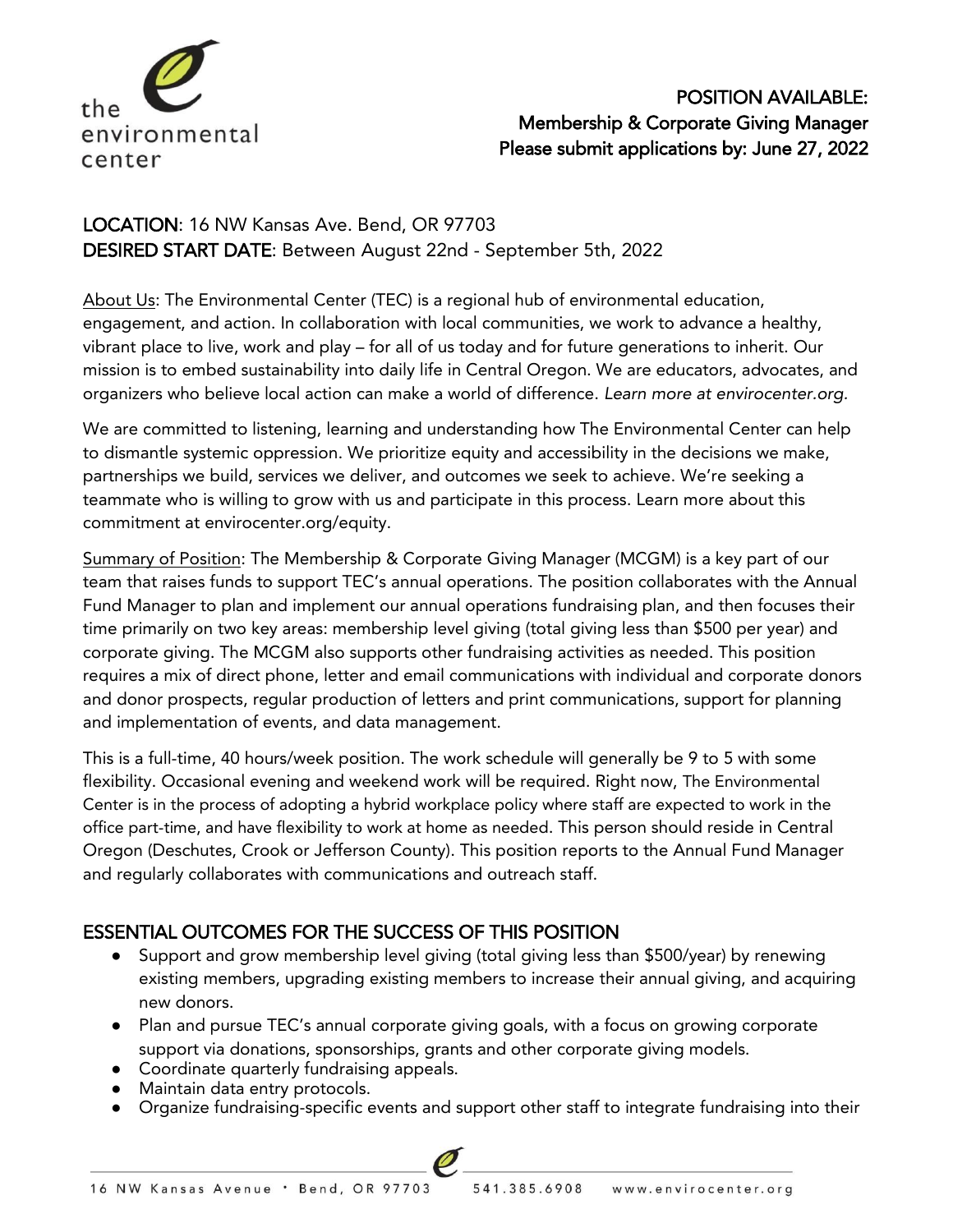the environmental center

**POSITION AVAILABLE:**
**Membership & Corporate Giving Manager**
**Please submit applications by: June 27, 2022**

**LOCATION**: 16 NW Kansas Ave. Bend, OR 97703
**DESIRED START DATE**: Between August 22nd - September 5th, 2022

About Us: The Environmental Center (TEC) is a regional hub of environmental education, engagement, and action. In collaboration with local communities, we work to advance a healthy, vibrant place to live, work and play – for all of us today and for future generations to inherit. Our mission is to embed sustainability into daily life in Central Oregon. We are educators, advocates, and organizers who believe local action can make a world of difference. *Learn more at envirocenter.org.*

We are committed to listening, learning and understanding how The Environmental Center can help to dismantle systemic oppression. We prioritize equity and accessibility in the decisions we make, partnerships we build, services we deliver, and outcomes we seek to achieve. We're seeking a teammate who is willing to grow with us and participate in this process. Learn more about this commitment at envirocenter.org/equity.

Summary of Position: The Membership & Corporate Giving Manager (MCGM) is a key part of our team that raises funds to support TEC's annual operations. The position collaborates with the Annual Fund Manager to plan and implement our annual operations fundraising plan, and then focuses their time primarily on two key areas: membership level giving (total giving less than $500 per year) and corporate giving. The MCGM also supports other fundraising activities as needed. This position requires a mix of direct phone, letter and email communications with individual and corporate donors and donor prospects, regular production of letters and print communications, support for planning and implementation of events, and data management.

This is a full-time, 40 hours/week position. The work schedule will generally be 9 to 5 with some flexibility. Occasional evening and weekend work will be required. Right now, The Environmental Center is in the process of adopting a hybrid workplace policy where staff are expected to work in the office part-time, and have flexibility to work at home as needed. This person should reside in Central Oregon (Deschutes, Crook or Jefferson County). This position reports to the Annual Fund Manager and regularly collaborates with communications and outreach staff.

## ESSENTIAL OUTCOMES FOR THE SUCCESS OF THIS POSITION

- Support and grow membership level giving (total giving less than $500/year) by renewing existing members, upgrading existing members to increase their annual giving, and acquiring new donors.
- Plan and pursue TEC's annual corporate giving goals, with a focus on growing corporate support via donations, sponsorships, grants and other corporate giving models.
- Coordinate quarterly fundraising appeals.
- Maintain data entry protocols.
- Organize fundraising-specific events and support other staff to integrate fundraising into their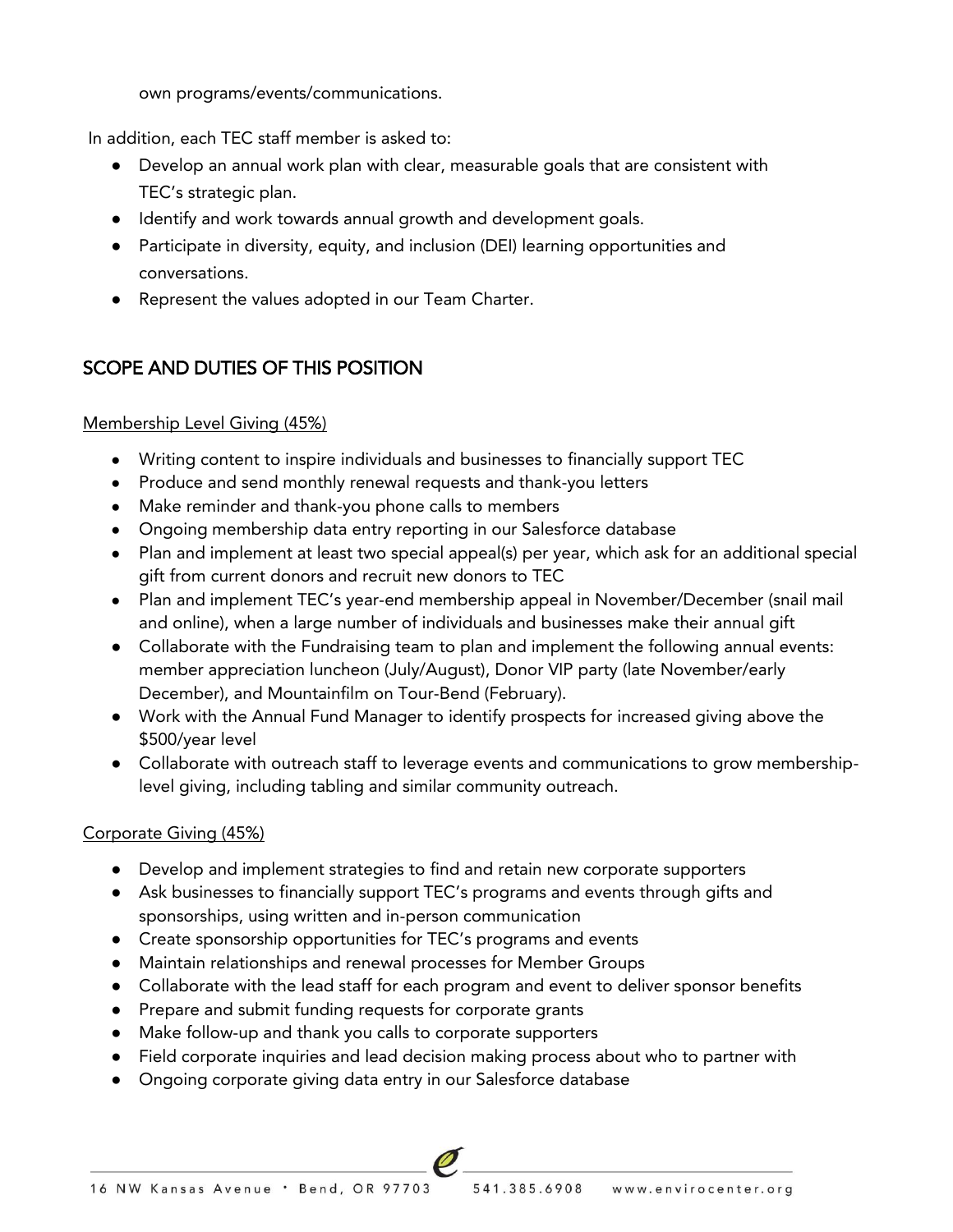own programs/events/communications.

In addition, each TEC staff member is asked to:

- Develop an annual work plan with clear, measurable goals that are consistent with TEC's strategic plan.
- Identify and work towards annual growth and development goals.
- Participate in diversity, equity, and inclusion (DEI) learning opportunities and conversations.
- Represent the values adopted in our Team Charter.

## SCOPE AND DUTIES OF THIS POSITION

Membership Level Giving (45%)

- Writing content to inspire individuals and businesses to financially support TEC
- Produce and send monthly renewal requests and thank-you letters
- Make reminder and thank-you phone calls to members
- Ongoing membership data entry reporting in our Salesforce database
- Plan and implement at least two special appeal(s) per year, which ask for an additional special gift from current donors and recruit new donors to TEC
- Plan and implement TEC's year-end membership appeal in November/December (snail mail and online), when a large number of individuals and businesses make their annual gift
- Collaborate with the Fundraising team to plan and implement the following annual events: member appreciation luncheon (July/August), Donor VIP party (late November/early December), and Mountainfilm on Tour-Bend (February).
- Work with the Annual Fund Manager to identify prospects for increased giving above the $500/year level
- Collaborate with outreach staff to leverage events and communications to grow membership-level giving, including tabling and similar community outreach.

Corporate Giving (45%)

- Develop and implement strategies to find and retain new corporate supporters
- Ask businesses to financially support TEC's programs and events through gifts and sponsorships, using written and in-person communication
- Create sponsorship opportunities for TEC's programs and events
- Maintain relationships and renewal processes for Member Groups
- Collaborate with the lead staff for each program and event to deliver sponsor benefits
- Prepare and submit funding requests for corporate grants
- Make follow-up and thank you calls to corporate supporters
- Field corporate inquiries and lead decision making process about who to partner with
- Ongoing corporate giving data entry in our Salesforce database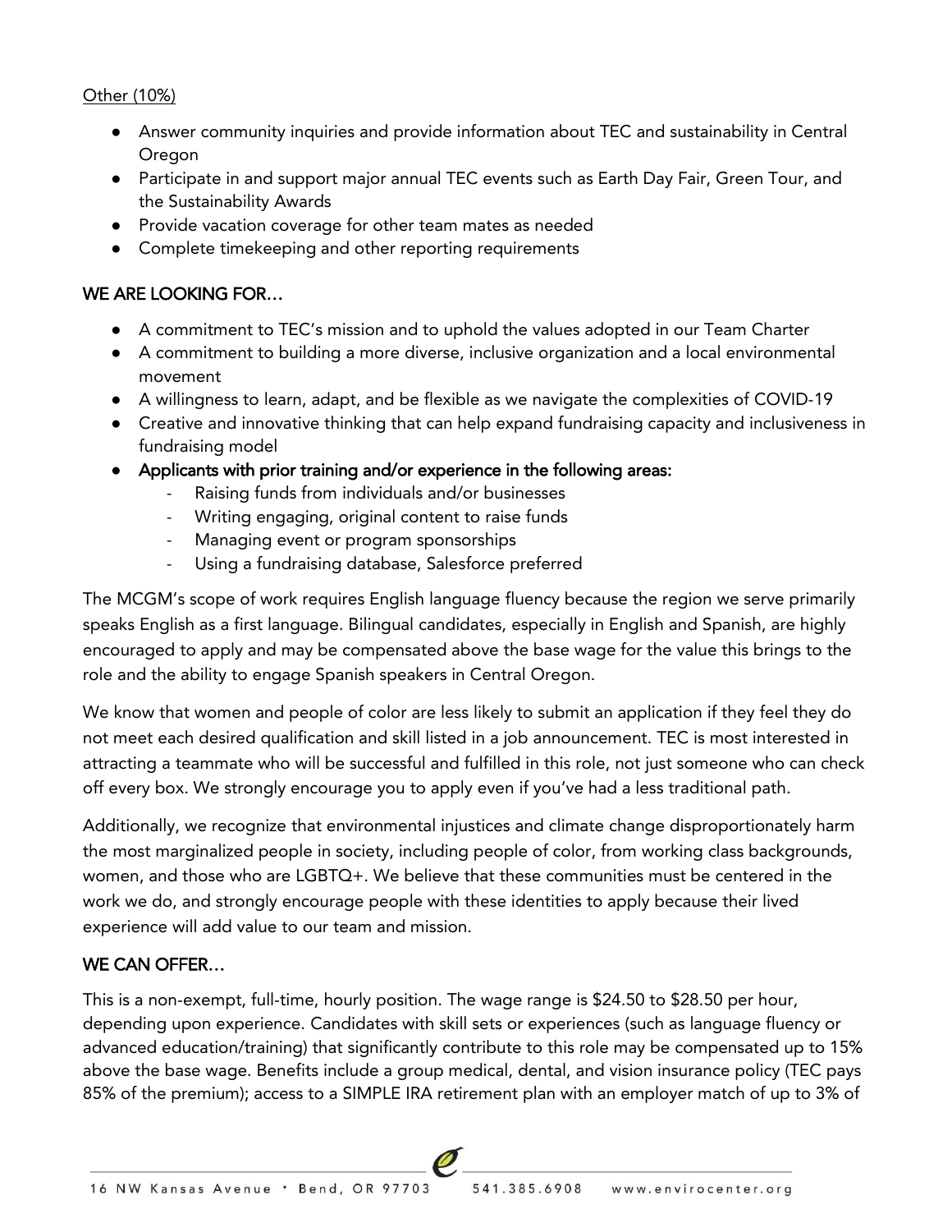Other (10%)

- Answer community inquiries and provide information about TEC and sustainability in Central Oregon
- Participate in and support major annual TEC events such as Earth Day Fair, Green Tour, and the Sustainability Awards
- Provide vacation coverage for other team mates as needed
- Complete timekeeping and other reporting requirements

## WE ARE LOOKING FOR…

- A commitment to TEC's mission and to uphold the values adopted in our Team Charter
- A commitment to building a more diverse, inclusive organization and a local environmental movement
- A willingness to learn, adapt, and be flexible as we navigate the complexities of COVID-19
- Creative and innovative thinking that can help expand fundraising capacity and inclusiveness in fundraising model
- Applicants with prior training and/or experience in the following areas:
  - Raising funds from individuals and/or businesses
  - Writing engaging, original content to raise funds
  - Managing event or program sponsorships
  - Using a fundraising database, Salesforce preferred

The MCGM's scope of work requires English language fluency because the region we serve primarily speaks English as a first language. Bilingual candidates, especially in English and Spanish, are highly encouraged to apply and may be compensated above the base wage for the value this brings to the role and the ability to engage Spanish speakers in Central Oregon.

We know that women and people of color are less likely to submit an application if they feel they do not meet each desired qualification and skill listed in a job announcement. TEC is most interested in attracting a teammate who will be successful and fulfilled in this role, not just someone who can check off every box. We strongly encourage you to apply even if you've had a less traditional path.

Additionally, we recognize that environmental injustices and climate change disproportionately harm the most marginalized people in society, including people of color, from working class backgrounds, women, and those who are LGBTQ+. We believe that these communities must be centered in the work we do, and strongly encourage people with these identities to apply because their lived experience will add value to our team and mission.

## WE CAN OFFER…

This is a non-exempt, full-time, hourly position. The wage range is $24.50 to $28.50 per hour, depending upon experience. Candidates with skill sets or experiences (such as language fluency or advanced education/training) that significantly contribute to this role may be compensated up to 15% above the base wage. Benefits include a group medical, dental, and vision insurance policy (TEC pays 85% of the premium); access to a SIMPLE IRA retirement plan with an employer match of up to 3% of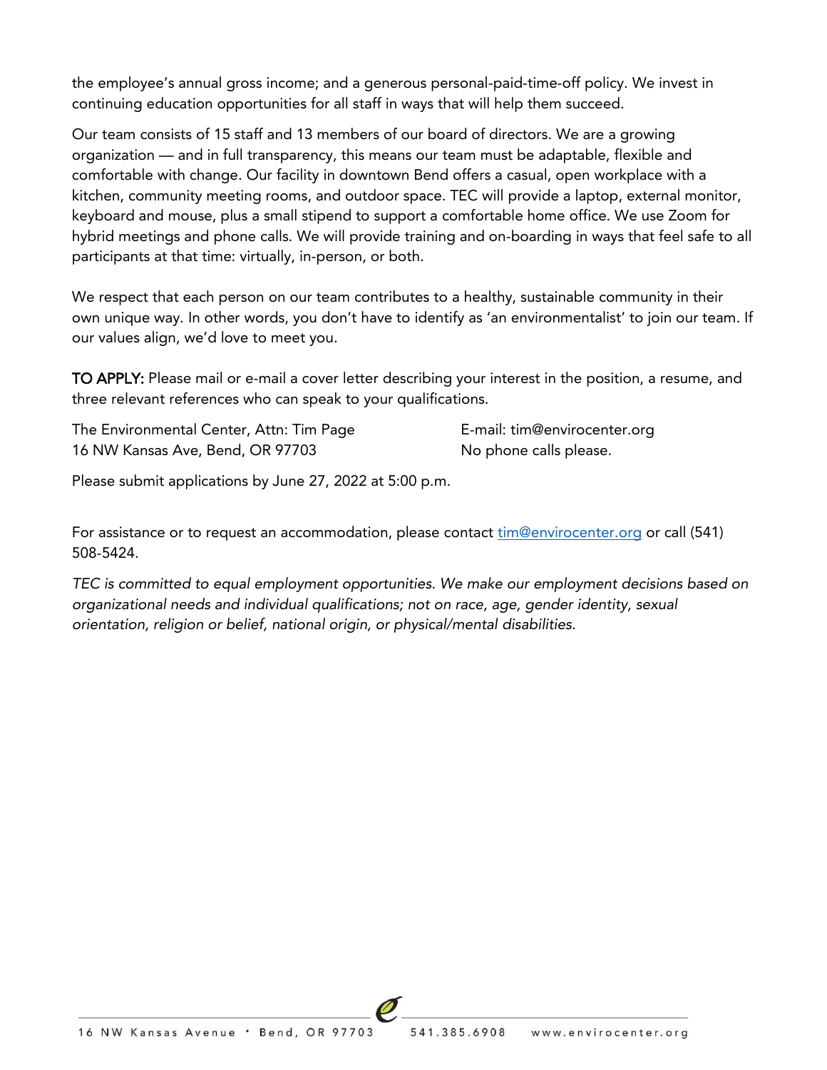the employee's annual gross income; and a generous personal-paid-time-off policy. We invest in continuing education opportunities for all staff in ways that will help them succeed.

Our team consists of 15 staff and 13 members of our board of directors. We are a growing organization — and in full transparency, this means our team must be adaptable, flexible and comfortable with change. Our facility in downtown Bend offers a casual, open workplace with a kitchen, community meeting rooms, and outdoor space. TEC will provide a laptop, external monitor, keyboard and mouse, plus a small stipend to support a comfortable home office. We use Zoom for hybrid meetings and phone calls. We will provide training and on-boarding in ways that feel safe to all participants at that time: virtually, in-person, or both.

We respect that each person on our team contributes to a healthy, sustainable community in their own unique way. In other words, you don't have to identify as 'an environmentalist' to join our team. If our values align, we'd love to meet you.

**TO APPLY:** Please mail or e-mail a cover letter describing your interest in the position, a resume, and three relevant references who can speak to your qualifications.

The Environmental Center, Attn: Tim Page
16 NW Kansas Ave, Bend, OR 97703

E-mail: tim@envirocenter.org
No phone calls please.

Please submit applications by June 27, 2022 at 5:00 p.m.

For assistance or to request an accommodation, please contact tim@envirocenter.org or call (541) 508-5424.

*TEC is committed to equal employment opportunities. We make our employment decisions based on organizational needs and individual qualifications; not on race, age, gender identity, sexual orientation, religion or belief, national origin, or physical/mental disabilities.*